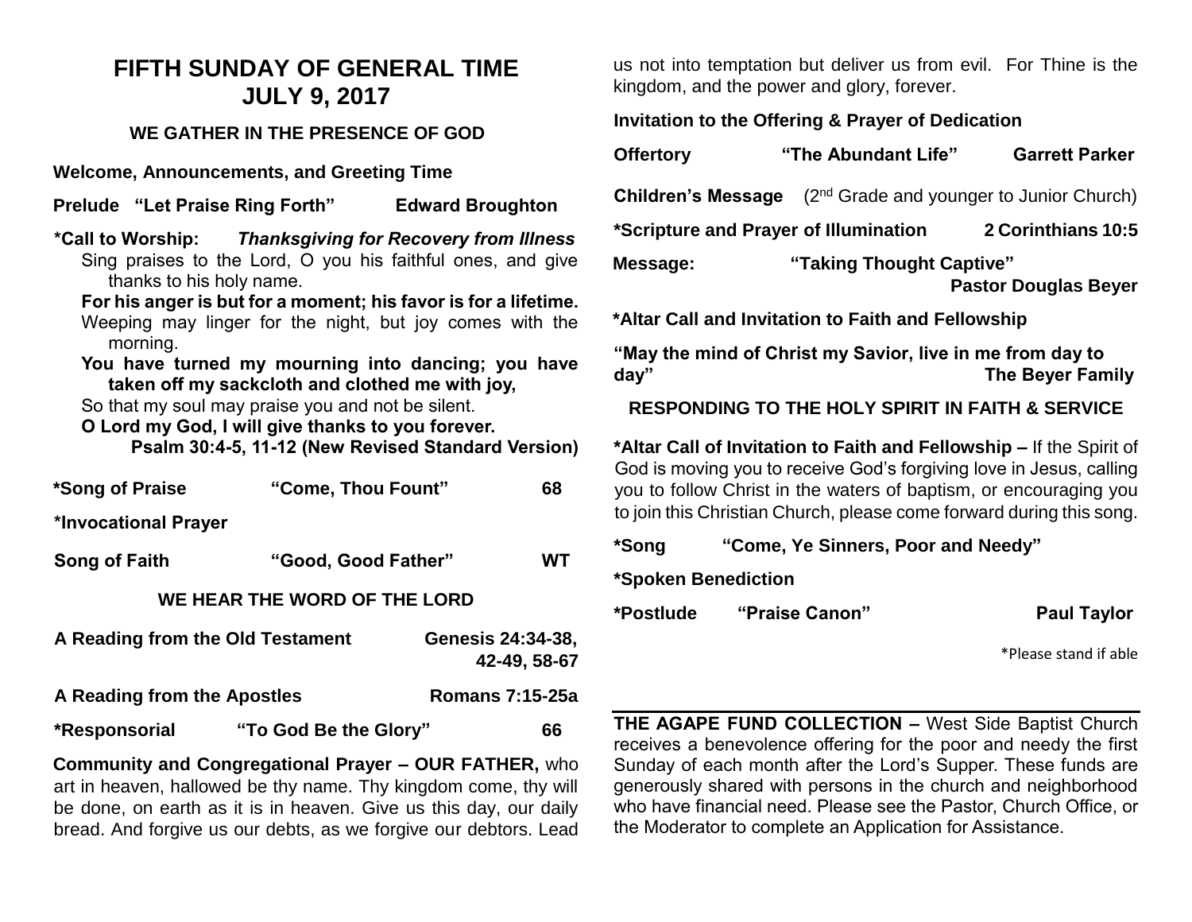# FIFTH SUNDAY OF GENERAL TIME
# JULY 9, 2017

## WE GATHER IN THE PRESENCE OF GOD

**Welcome, Announcements, and Greeting Time**

**Prelude "Let Praise Ring Forth" Edward Broughton**

**\*Call to Worship:** ***Thanksgiving for Recovery from Illness***

Sing praises to the Lord, O you his faithful ones, and give thanks to his holy name.

**For his anger is but for a moment; his favor is for a lifetime.**

Weeping may linger for the night, but joy comes with the morning.

**You have turned my mourning into dancing; you have taken off my sackcloth and clothed me with joy,**

So that my soul may praise you and not be silent.

**O Lord my God, I will give thanks to you forever.**

**Psalm 30:4-5, 11-12 (New Revised Standard Version)**

**\*Song of Praise "Come, Thou Fount" 68**

**\*Invocational Prayer**

**Song of Faith "Good, Good Father" WT**

## WE HEAR THE WORD OF THE LORD

**A Reading from the Old Testament Genesis 24:34-38, 42-49, 58-67**

**A Reading from the Apostles Romans 7:15-25a**

**\*Responsorial "To God Be the Glory" 66**

**Community and Congregational Prayer – OUR FATHER,** who art in heaven, hallowed be thy name. Thy kingdom come, thy will be done, on earth as it is in heaven. Give us this day, our daily bread. And forgive us our debts, as we forgive our debtors. Lead us not into temptation but deliver us from evil. For Thine is the kingdom, and the power and glory, forever.

**Invitation to the Offering & Prayer of Dedication**

**Offertory "The Abundant Life" Garrett Parker**

**Children's Message** (2nd Grade and younger to Junior Church)

**\*Scripture and Prayer of Illumination 2 Corinthians 10:5**

**Message: "Taking Thought Captive"**
**Pastor Douglas Beyer**

**\*Altar Call and Invitation to Faith and Fellowship**

**"May the mind of Christ my Savior, live in me from day to day" The Beyer Family**

## RESPONDING TO THE HOLY SPIRIT IN FAITH & SERVICE

**\*Altar Call of Invitation to Faith and Fellowship –** If the Spirit of God is moving you to receive God's forgiving love in Jesus, calling you to follow Christ in the waters of baptism, or encouraging you to join this Christian Church, please come forward during this song.

**\*Song "Come, Ye Sinners, Poor and Needy"**

**\*Spoken Benediction**

**\*Postlude "Praise Canon" Paul Taylor**

\*Please stand if able

---

**THE AGAPE FUND COLLECTION –** West Side Baptist Church receives a benevolence offering for the poor and needy the first Sunday of each month after the Lord's Supper. These funds are generously shared with persons in the church and neighborhood who have financial need. Please see the Pastor, Church Office, or the Moderator to complete an Application for Assistance.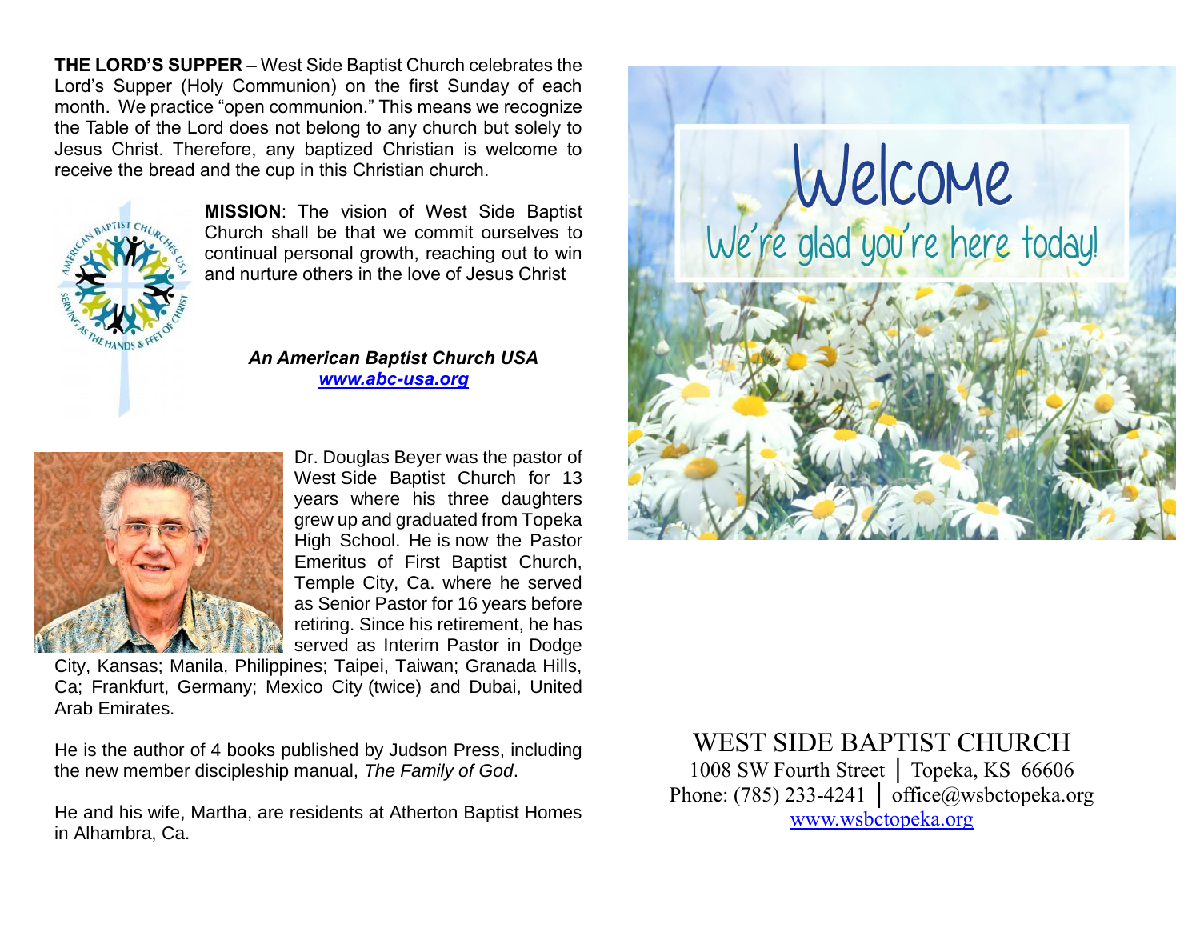**THE LORD'S SUPPER** – West Side Baptist Church celebrates the Lord's Supper (Holy Communion) on the first Sunday of each month. We practice "open communion." This means we recognize the Table of the Lord does not belong to any church but solely to Jesus Christ. Therefore, any baptized Christian is welcome to receive the bread and the cup in this Christian church.

**MISSION**: The vision of West Side Baptist Church shall be that we commit ourselves to continual personal growth, reaching out to win and nurture others in the love of Jesus Christ

***An American Baptist Church USA***
***www.abc-usa.org***

Dr. Douglas Beyer was the pastor of West Side Baptist Church for 13 years where his three daughters grew up and graduated from Topeka High School. He is now the Pastor Emeritus of First Baptist Church, Temple City, Ca. where he served as Senior Pastor for 16 years before retiring. Since his retirement, he has served as Interim Pastor in Dodge City, Kansas; Manila, Philippines; Taipei, Taiwan; Granada Hills, Ca; Frankfurt, Germany; Mexico City (twice) and Dubai, United Arab Emirates.

He is the author of 4 books published by Judson Press, including the new member discipleship manual, *The Family of God*.

He and his wife, Martha, are residents at Atherton Baptist Homes in Alhambra, Ca.

# Welcome

We're glad you're here today!

WEST SIDE BAPTIST CHURCH
1008 SW Fourth Street | Topeka, KS 66606
Phone: (785) 233-4241 | office@wsbctopeka.org
www.wsbctopeka.org